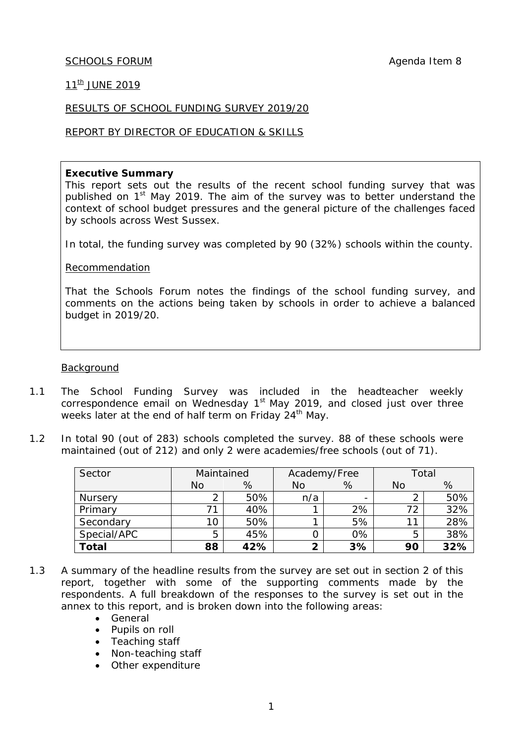SCHOOLS FORUM Agenda Item 8

11th JUNE 2019

RESULTS OF SCHOOL FUNDING SURVEY 2019/20

REPORT BY DIRECTOR OF EDUCATION & SKILLS

**Executive Summary**

This report sets out the results of the recent school funding survey that was published on 1st May 2019. The aim of the survey was to better understand the context of school budget pressures and the general picture of the challenges faced by schools across West Sussex.

In total, the funding survey was completed by 90 (32%) schools within the county.

Recommendation

That the Schools Forum notes the findings of the school funding survey, and comments on the actions being taken by schools in order to achieve a balanced budget in 2019/20.

Background

1.1 The School Funding Survey was included in the headteacher weekly correspondence email on Wednesday 1st May 2019, and closed just over three weeks later at the end of half term on Friday 24th May.

1.2 In total 90 (out of 283) schools completed the survey. 88 of these schools were maintained (out of 212) and only 2 were academies/free schools (out of 71).

| Sector | Maintained | | Academy/Free | | Total | |
|---|---|---|---|---|---|---|
| | No | % | No | % | No | % |
| Nursery | 2 | 50% | n/a | - | 2 | 50% |
| Primary | 71 | 40% | 1 | 2% | 72 | 32% |
| Secondary | 10 | 50% | 1 | 5% | 11 | 28% |
| Special/APC | 5 | 45% | 0 | 0% | 5 | 38% |
| **Total** | **88** | **42%** | **2** | **3%** | **90** | **32%** |

1.3 A summary of the headline results from the survey are set out in section 2 of this report, together with some of the supporting comments made by the respondents. A full breakdown of the responses to the survey is set out in the annex to this report, and is broken down into the following areas:

- General
- Pupils on roll
- Teaching staff
- Non-teaching staff
- Other expenditure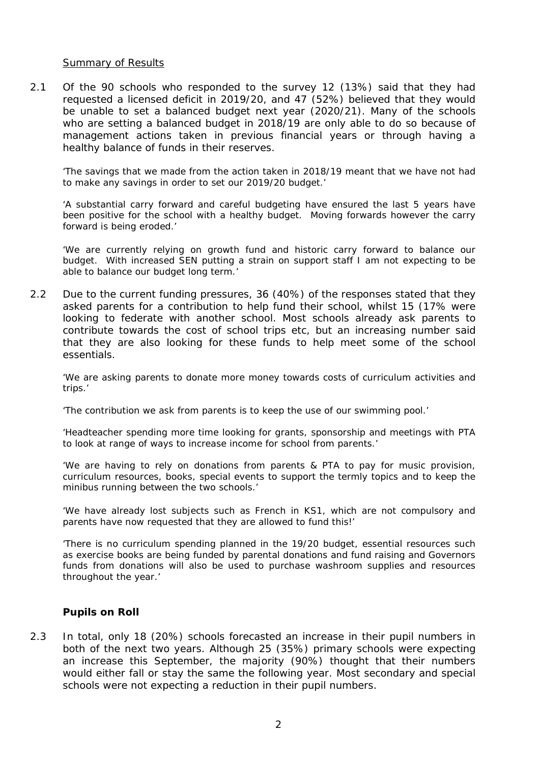Summary of Results

2.1 Of the 90 schools who responded to the survey 12 (13%) said that they had requested a licensed deficit in 2019/20, and 47 (52%) believed that they would be unable to set a balanced budget next year (2020/21). Many of the schools who are setting a balanced budget in 2018/19 are only able to do so because of management actions taken in previous financial years or through having a healthy balance of funds in their reserves.

> 'The savings that we made from the action taken in 2018/19 meant that we have not had to make any savings in order to set our 2019/20 budget.'

> 'A substantial carry forward and careful budgeting have ensured the last 5 years have been positive for the school with a healthy budget. Moving forwards however the carry forward is being eroded.'

> 'We are currently relying on growth fund and historic carry forward to balance our budget. With increased SEN putting a strain on support staff I am not expecting to be able to balance our budget long term.'

2.2 Due to the current funding pressures, 36 (40%) of the responses stated that they asked parents for a contribution to help fund their school, whilst 15 (17% were looking to federate with another school. Most schools already ask parents to contribute towards the cost of school trips etc, but an increasing number said that they are also looking for these funds to help meet some of the school essentials.

> 'We are asking parents to donate more money towards costs of curriculum activities and trips.'

> 'The contribution we ask from parents is to keep the use of our swimming pool.'

> 'Headteacher spending more time looking for grants, sponsorship and meetings with PTA to look at range of ways to increase income for school from parents.'

> 'We are having to rely on donations from parents & PTA to pay for music provision, curriculum resources, books, special events to support the termly topics and to keep the minibus running between the two schools.'

> 'We have already lost subjects such as French in KS1, which are not compulsory and parents have now requested that they are allowed to fund this!'

> 'There is no curriculum spending planned in the 19/20 budget, essential resources such as exercise books are being funded by parental donations and fund raising and Governors funds from donations will also be used to purchase washroom supplies and resources throughout the year.'

### Pupils on Roll

2.3 In total, only 18 (20%) schools forecasted an increase in their pupil numbers in both of the next two years. Although 25 (35%) primary schools were expecting an increase this September, the majority (90%) thought that their numbers would either fall or stay the same the following year. Most secondary and special schools were not expecting a reduction in their pupil numbers.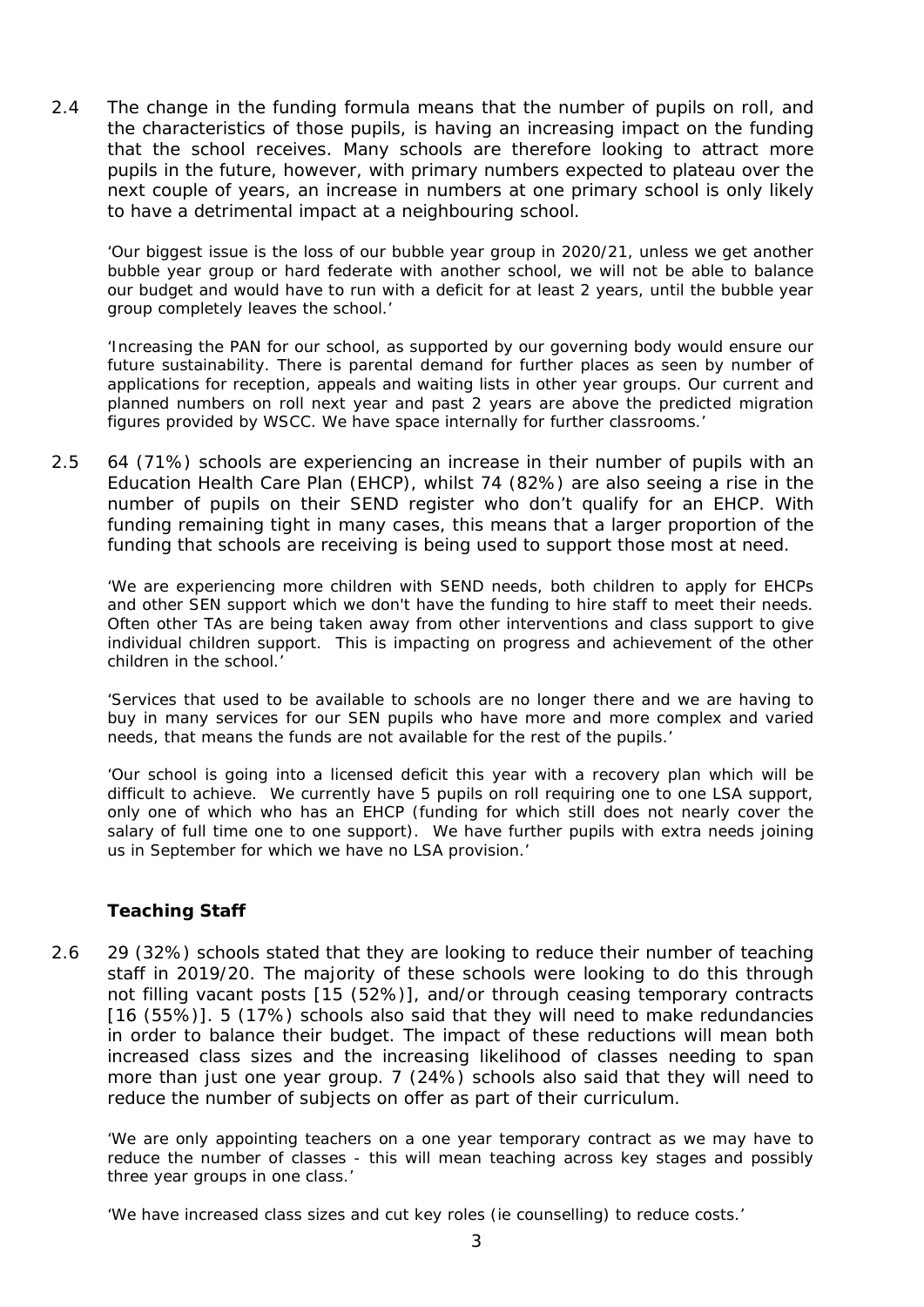2.4 The change in the funding formula means that the number of pupils on roll, and the characteristics of those pupils, is having an increasing impact on the funding that the school receives. Many schools are therefore looking to attract more pupils in the future, however, with primary numbers expected to plateau over the next couple of years, an increase in numbers at one primary school is only likely to have a detrimental impact at a neighbouring school.

> 'Our biggest issue is the loss of our bubble year group in 2020/21, unless we get another bubble year group or hard federate with another school, we will not be able to balance our budget and would have to run with a deficit for at least 2 years, until the bubble year group completely leaves the school.'

> 'Increasing the PAN for our school, as supported by our governing body would ensure our future sustainability. There is parental demand for further places as seen by number of applications for reception, appeals and waiting lists in other year groups. Our current and planned numbers on roll next year and past 2 years are above the predicted migration figures provided by WSCC. We have space internally for further classrooms.'

2.5 64 (71%) schools are experiencing an increase in their number of pupils with an Education Health Care Plan (EHCP), whilst 74 (82%) are also seeing a rise in the number of pupils on their SEND register who don't qualify for an EHCP. With funding remaining tight in many cases, this means that a larger proportion of the funding that schools are receiving is being used to support those most at need.

> 'We are experiencing more children with SEND needs, both children to apply for EHCPs and other SEN support which we don't have the funding to hire staff to meet their needs. Often other TAs are being taken away from other interventions and class support to give individual children support. This is impacting on progress and achievement of the other children in the school.'

> 'Services that used to be available to schools are no longer there and we are having to buy in many services for our SEN pupils who have more and more complex and varied needs, that means the funds are not available for the rest of the pupils.'

> 'Our school is going into a licensed deficit this year with a recovery plan which will be difficult to achieve. We currently have 5 pupils on roll requiring one to one LSA support, only one of which who has an EHCP (funding for which still does not nearly cover the salary of full time one to one support). We have further pupils with extra needs joining us in September for which we have no LSA provision.'

### Teaching Staff

2.6 29 (32%) schools stated that they are looking to reduce their number of teaching staff in 2019/20. The majority of these schools were looking to do this through not filling vacant posts [15 (52%)], and/or through ceasing temporary contracts [16 (55%)]. 5 (17%) schools also said that they will need to make redundancies in order to balance their budget. The impact of these reductions will mean both increased class sizes and the increasing likelihood of classes needing to span more than just one year group. 7 (24%) schools also said that they will need to reduce the number of subjects on offer as part of their curriculum.

> 'We are only appointing teachers on a one year temporary contract as we may have to reduce the number of classes - this will mean teaching across key stages and possibly three year groups in one class.'

> 'We have increased class sizes and cut key roles (ie counselling) to reduce costs.'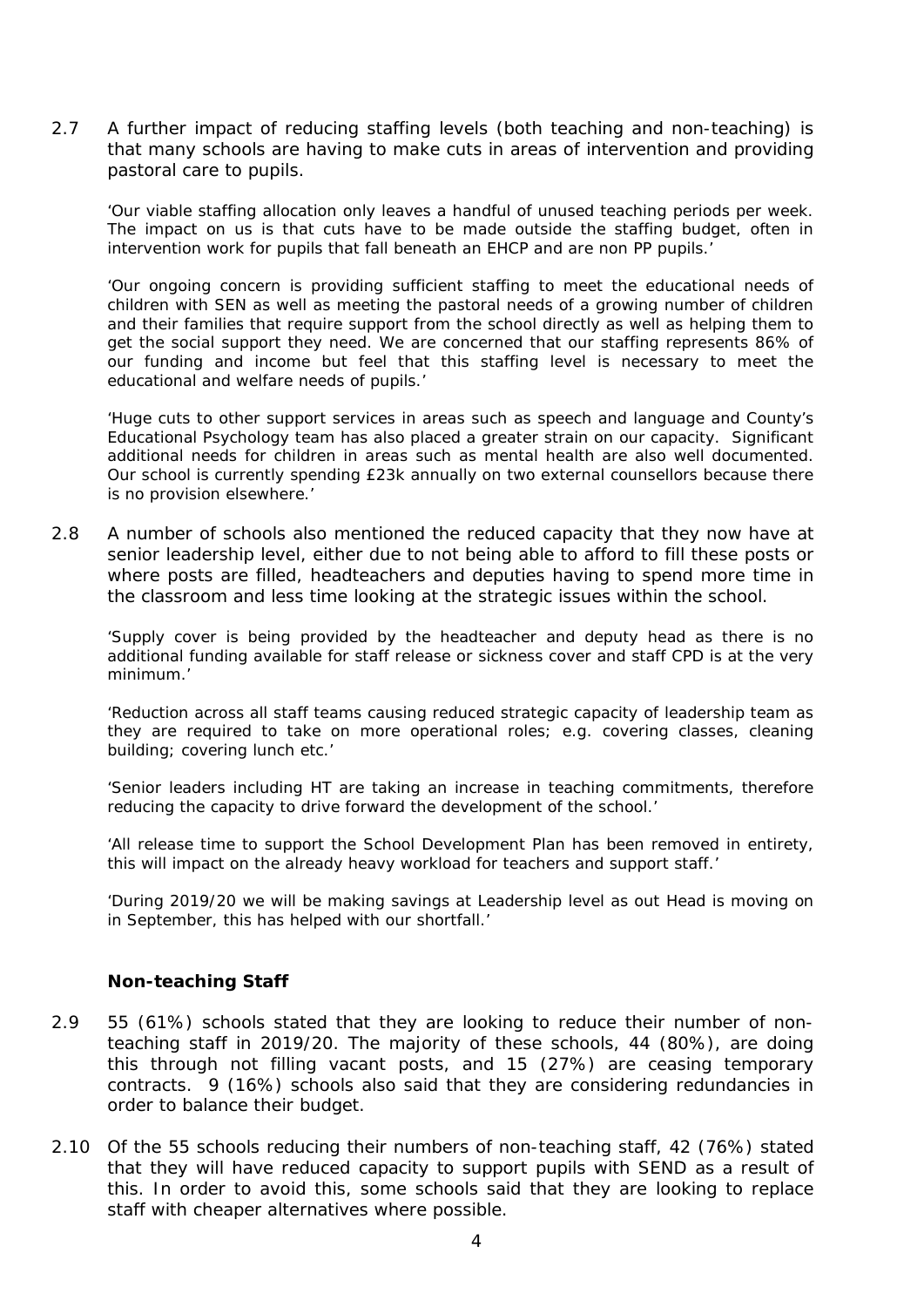2.7 A further impact of reducing staffing levels (both teaching and non-teaching) is that many schools are having to make cuts in areas of intervention and providing pastoral care to pupils.

> *'Our viable staffing allocation only leaves a handful of unused teaching periods per week. The impact on us is that cuts have to be made outside the staffing budget, often in intervention work for pupils that fall beneath an EHCP and are non PP pupils.'*

> *'Our ongoing concern is providing sufficient staffing to meet the educational needs of children with SEN as well as meeting the pastoral needs of a growing number of children and their families that require support from the school directly as well as helping them to get the social support they need. We are concerned that our staffing represents 86% of our funding and income but feel that this staffing level is necessary to meet the educational and welfare needs of pupils.'*

> *'Huge cuts to other support services in areas such as speech and language and County's Educational Psychology team has also placed a greater strain on our capacity. Significant additional needs for children in areas such as mental health are also well documented. Our school is currently spending £23k annually on two external counsellors because there is no provision elsewhere.'*

2.8 A number of schools also mentioned the reduced capacity that they now have at senior leadership level, either due to not being able to afford to fill these posts or where posts are filled, headteachers and deputies having to spend more time in the classroom and less time looking at the strategic issues within the school.

> *'Supply cover is being provided by the headteacher and deputy head as there is no additional funding available for staff release or sickness cover and staff CPD is at the very minimum.'*

> *'Reduction across all staff teams causing reduced strategic capacity of leadership team as they are required to take on more operational roles; e.g. covering classes, cleaning building; covering lunch etc.'*

> *'Senior leaders including HT are taking an increase in teaching commitments, therefore reducing the capacity to drive forward the development of the school.'*

> *'All release time to support the School Development Plan has been removed in entirety, this will impact on the already heavy workload for teachers and support staff.'*

> *'During 2019/20 we will be making savings at Leadership level as out Head is moving on in September, this has helped with our shortfall.'*

### Non-teaching Staff

2.9 55 (61%) schools stated that they are looking to reduce their number of non-teaching staff in 2019/20. The majority of these schools, 44 (80%), are doing this through not filling vacant posts, and 15 (27%) are ceasing temporary contracts. 9 (16%) schools also said that they are considering redundancies in order to balance their budget.

2.10 Of the 55 schools reducing their numbers of non-teaching staff, 42 (76%) stated that they will have reduced capacity to support pupils with SEND as a result of this. In order to avoid this, some schools said that they are looking to replace staff with cheaper alternatives where possible.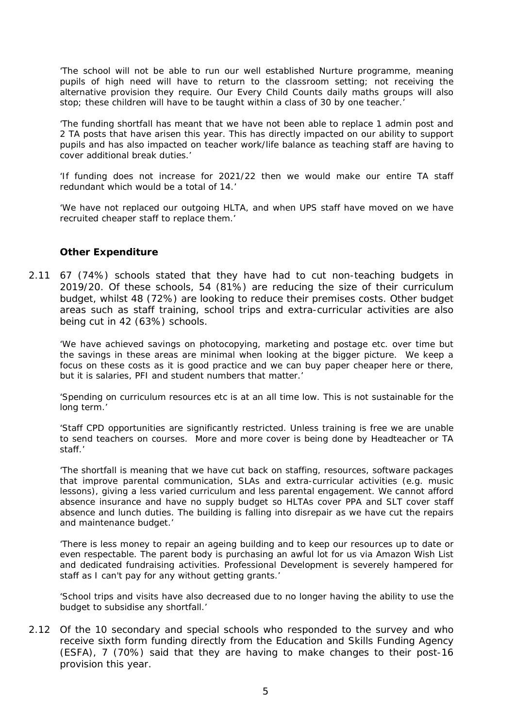'The school will not be able to run our well established Nurture programme, meaning pupils of high need will have to return to the classroom setting; not receiving the alternative provision they require. Our Every Child Counts daily maths groups will also stop; these children will have to be taught within a class of 30 by one teacher.'

'The funding shortfall has meant that we have not been able to replace 1 admin post and 2 TA posts that have arisen this year. This has directly impacted on our ability to support pupils and has also impacted on teacher work/life balance as teaching staff are having to cover additional break duties.'

'If funding does not increase for 2021/22 then we would make our entire TA staff redundant which would be a total of 14.'

'We have not replaced our outgoing HLTA, and when UPS staff have moved on we have recruited cheaper staff to replace them.'

### Other Expenditure

2.11 67 (74%) schools stated that they have had to cut non-teaching budgets in 2019/20. Of these schools, 54 (81%) are reducing the size of their curriculum budget, whilst 48 (72%) are looking to reduce their premises costs. Other budget areas such as staff training, school trips and extra-curricular activities are also being cut in 42 (63%) schools.

'We have achieved savings on photocopying, marketing and postage etc. over time but the savings in these areas are minimal when looking at the bigger picture. We keep a focus on these costs as it is good practice and we can buy paper cheaper here or there, but it is salaries, PFI and student numbers that matter.'

'Spending on curriculum resources etc is at an all time low. This is not sustainable for the long term.'

'Staff CPD opportunities are significantly restricted. Unless training is free we are unable to send teachers on courses. More and more cover is being done by Headteacher or TA staff.'

'The shortfall is meaning that we have cut back on staffing, resources, software packages that improve parental communication, SLAs and extra-curricular activities (e.g. music lessons), giving a less varied curriculum and less parental engagement. We cannot afford absence insurance and have no supply budget so HLTAs cover PPA and SLT cover staff absence and lunch duties. The building is falling into disrepair as we have cut the repairs and maintenance budget.'

'There is less money to repair an ageing building and to keep our resources up to date or even respectable. The parent body is purchasing an awful lot for us via Amazon Wish List and dedicated fundraising activities. Professional Development is severely hampered for staff as I can't pay for any without getting grants.'

'School trips and visits have also decreased due to no longer having the ability to use the budget to subsidise any shortfall.'

2.12 Of the 10 secondary and special schools who responded to the survey and who receive sixth form funding directly from the Education and Skills Funding Agency (ESFA), 7 (70%) said that they are having to make changes to their post-16 provision this year.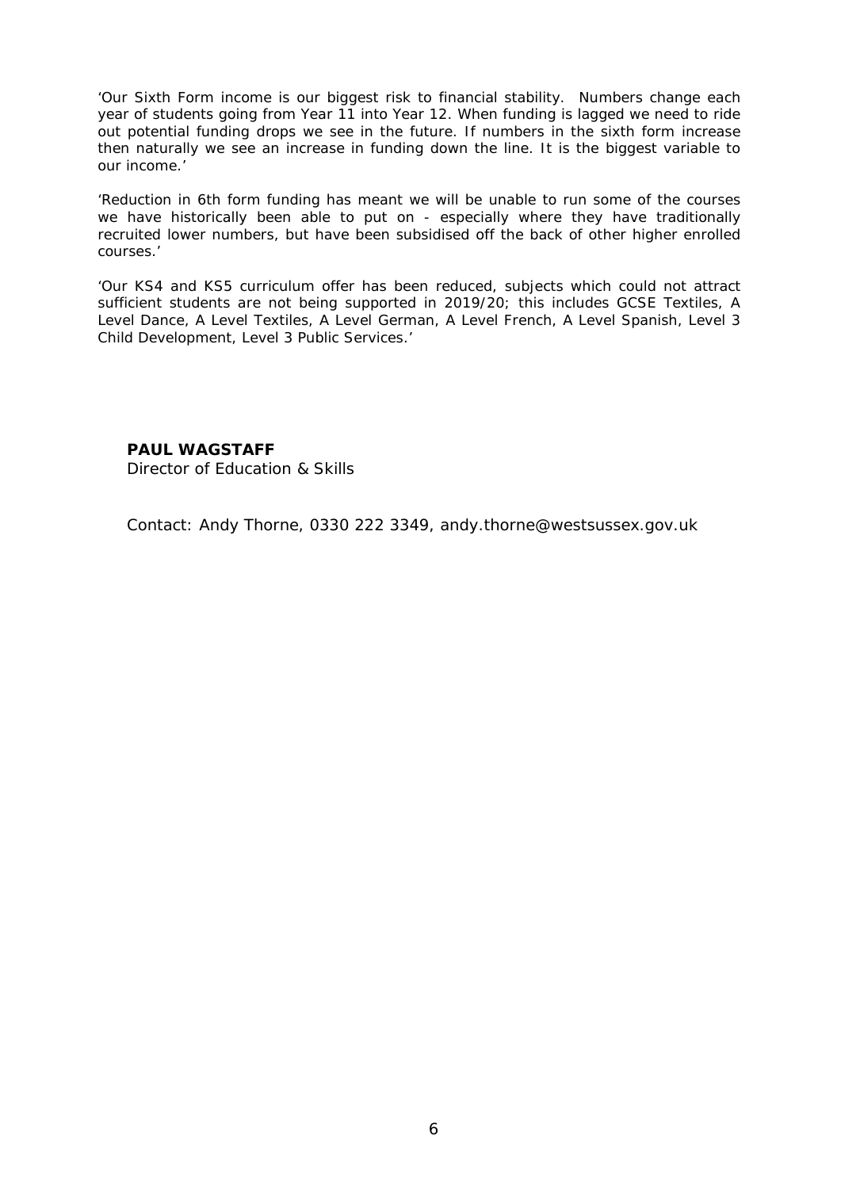'Our Sixth Form income is our biggest risk to financial stability. Numbers change each year of students going from Year 11 into Year 12. When funding is lagged we need to ride out potential funding drops we see in the future. If numbers in the sixth form increase then naturally we see an increase in funding down the line. It is the biggest variable to our income.'

'Reduction in 6th form funding has meant we will be unable to run some of the courses we have historically been able to put on - especially where they have traditionally recruited lower numbers, but have been subsidised off the back of other higher enrolled courses.'

'Our KS4 and KS5 curriculum offer has been reduced, subjects which could not attract sufficient students are not being supported in 2019/20; this includes GCSE Textiles, A Level Dance, A Level Textiles, A Level German, A Level French, A Level Spanish, Level 3 Child Development, Level 3 Public Services.'

**PAUL WAGSTAFF**
Director of Education & Skills

Contact: Andy Thorne, 0330 222 3349, andy.thorne@westsussex.gov.uk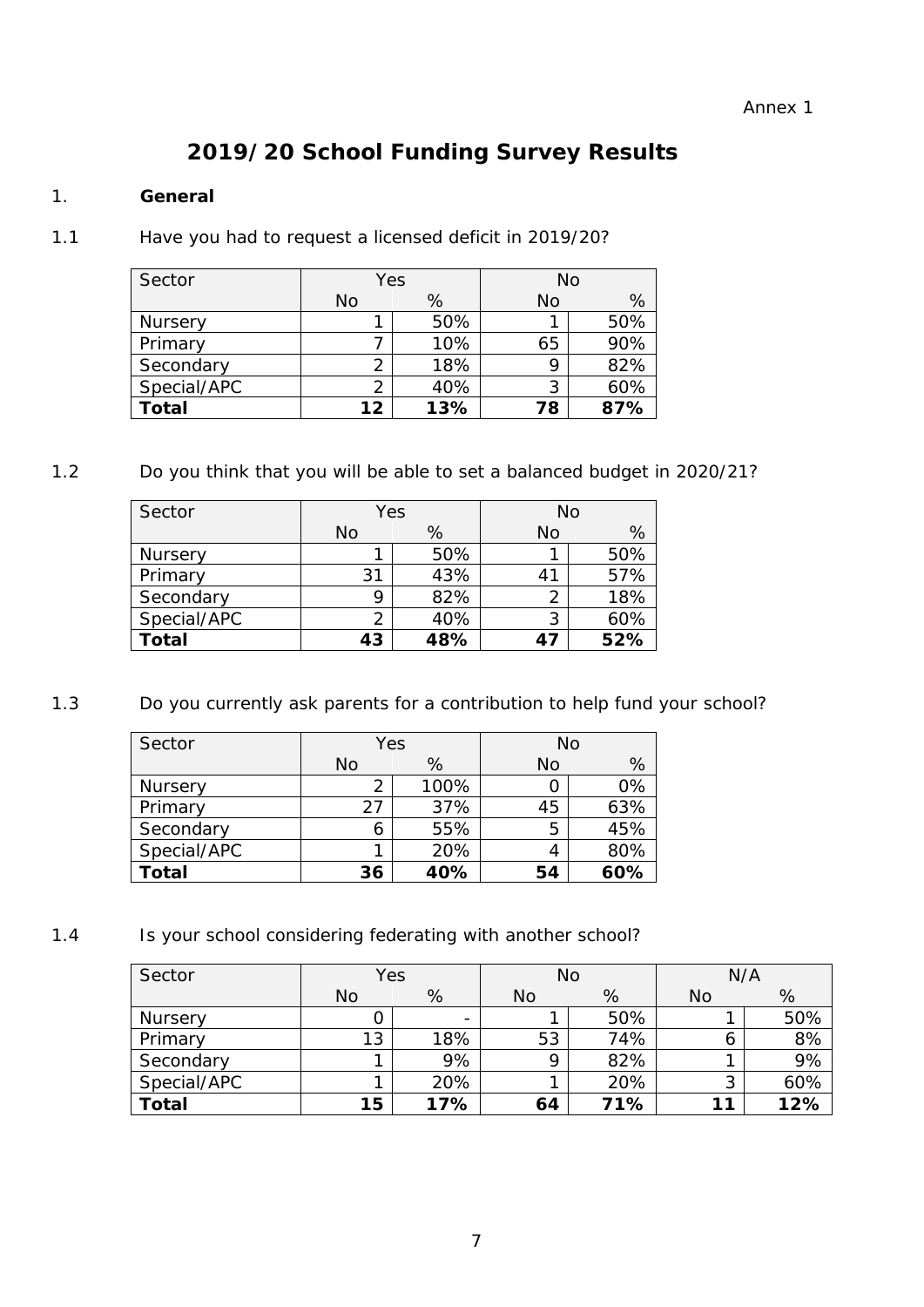Annex 1

# 2019/20 School Funding Survey Results

## 1. General

1.1 Have you had to request a licensed deficit in 2019/20?

| Sector | Yes | | No | |
|---|---|---|---|---|
| | No | % | No | % |
| Nursery | 1 | 50% | 1 | 50% |
| Primary | 7 | 10% | 65 | 90% |
| Secondary | 2 | 18% | 9 | 82% |
| Special/APC | 2 | 40% | 3 | 60% |
| **Total** | **12** | **13%** | **78** | **87%** |

1.2 Do you think that you will be able to set a balanced budget in 2020/21?

| Sector | Yes | | No | |
|---|---|---|---|---|
| | No | % | No | % |
| Nursery | 1 | 50% | 1 | 50% |
| Primary | 31 | 43% | 41 | 57% |
| Secondary | 9 | 82% | 2 | 18% |
| Special/APC | 2 | 40% | 3 | 60% |
| **Total** | **43** | **48%** | **47** | **52%** |

1.3 Do you currently ask parents for a contribution to help fund your school?

| Sector | Yes | | No | |
|---|---|---|---|---|
| | No | % | No | % |
| Nursery | 2 | 100% | 0 | 0% |
| Primary | 27 | 37% | 45 | 63% |
| Secondary | 6 | 55% | 5 | 45% |
| Special/APC | 1 | 20% | 4 | 80% |
| **Total** | **36** | **40%** | **54** | **60%** |

1.4 Is your school considering federating with another school?

| Sector | Yes | | No | | N/A | |
|---|---|---|---|---|---|---|
| | No | % | No | % | No | % |
| Nursery | 0 | - | 1 | 50% | 1 | 50% |
| Primary | 13 | 18% | 53 | 74% | 6 | 8% |
| Secondary | 1 | 9% | 9 | 82% | 1 | 9% |
| Special/APC | 1 | 20% | 1 | 20% | 3 | 60% |
| **Total** | **15** | **17%** | **64** | **71%** | **11** | **12%** |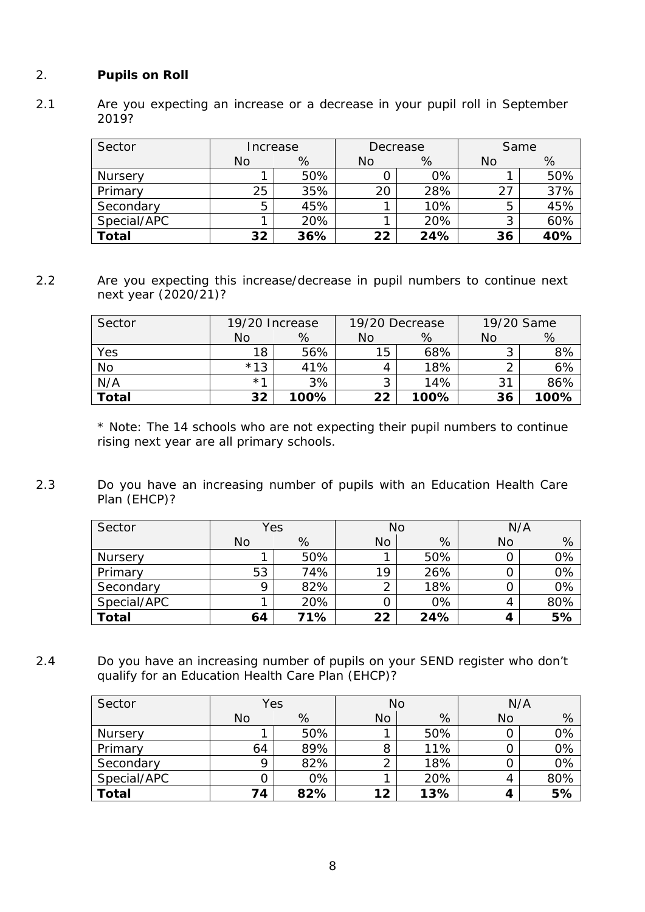## 2. **Pupils on Roll**

2.1 Are you expecting an increase or a decrease in your pupil roll in September 2019?

| Sector | Increase | | Decrease | | Same | |
|---|---|---|---|---|---|---|
| | No | % | No | % | No | % |
| Nursery | 1 | 50% | 0 | 0% | 1 | 50% |
| Primary | 25 | 35% | 20 | 28% | 27 | 37% |
| Secondary | 5 | 45% | 1 | 10% | 5 | 45% |
| Special/APC | 1 | 20% | 1 | 20% | 3 | 60% |
| **Total** | **32** | **36%** | **22** | **24%** | **36** | **40%** |

2.2 Are you expecting this increase/decrease in pupil numbers to continue next next year (2020/21)?

| Sector | 19/20 Increase | | 19/20 Decrease | | 19/20 Same | |
|---|---|---|---|---|---|---|
| | No | % | No | % | No | % |
| Yes | 18 | 56% | 15 | 68% | 3 | 8% |
| No | *13 | 41% | 4 | 18% | 2 | 6% |
| N/A | *1 | 3% | 3 | 14% | 31 | 86% |
| **Total** | **32** | **100%** | **22** | **100%** | **36** | **100%** |

* Note: The 14 schools who are not expecting their pupil numbers to continue rising next year are all primary schools.

2.3 Do you have an increasing number of pupils with an Education Health Care Plan (EHCP)?

| Sector | Yes | | No | | N/A | |
|---|---|---|---|---|---|---|
| | No | % | No | % | No | % |
| Nursery | 1 | 50% | 1 | 50% | 0 | 0% |
| Primary | 53 | 74% | 19 | 26% | 0 | 0% |
| Secondary | 9 | 82% | 2 | 18% | 0 | 0% |
| Special/APC | 1 | 20% | 0 | 0% | 4 | 80% |
| **Total** | **64** | **71%** | **22** | **24%** | **4** | **5%** |

2.4 Do you have an increasing number of pupils on your SEND register who don't qualify for an Education Health Care Plan (EHCP)?

| Sector | Yes | | No | | N/A | |
|---|---|---|---|---|---|---|
| | No | % | No | % | No | % |
| Nursery | 1 | 50% | 1 | 50% | 0 | 0% |
| Primary | 64 | 89% | 8 | 11% | 0 | 0% |
| Secondary | 9 | 82% | 2 | 18% | 0 | 0% |
| Special/APC | 0 | 0% | 1 | 20% | 4 | 80% |
| **Total** | **74** | **82%** | **12** | **13%** | **4** | **5%** |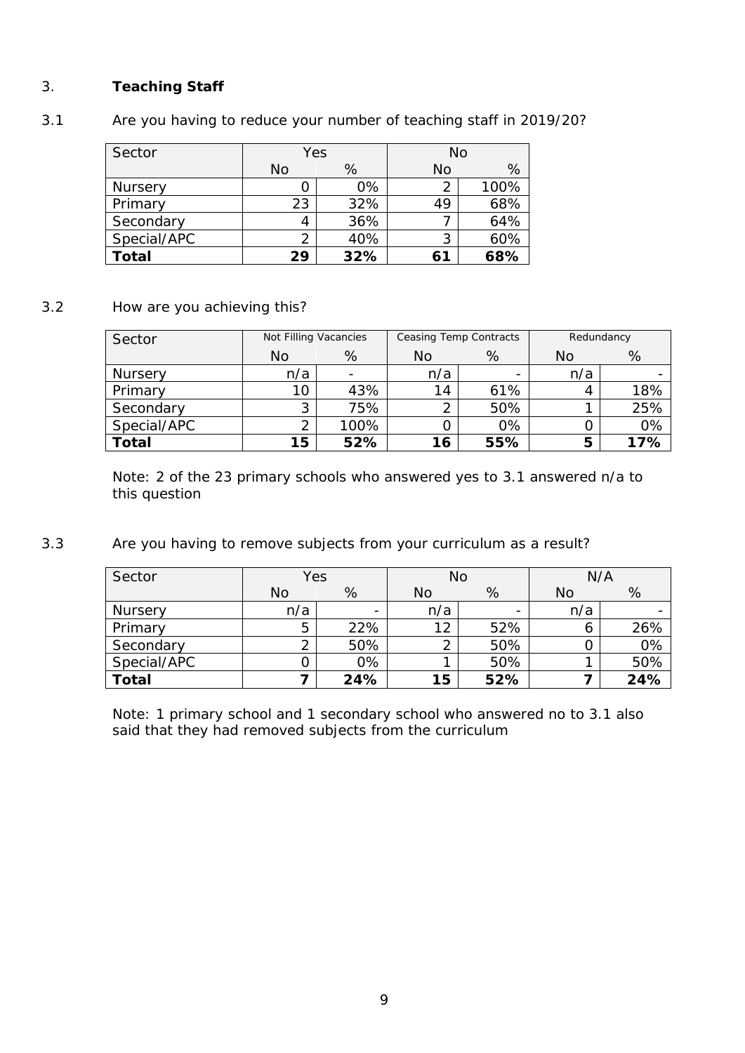## 3. Teaching Staff

3.1 Are you having to reduce your number of teaching staff in 2019/20?

| Sector | Yes | | No | |
|---|---|---|---|---|
| | No | % | No | % |
| Nursery | 0 | 0% | 2 | 100% |
| Primary | 23 | 32% | 49 | 68% |
| Secondary | 4 | 36% | 7 | 64% |
| Special/APC | 2 | 40% | 3 | 60% |
| **Total** | **29** | **32%** | **61** | **68%** |

3.2 How are you achieving this?

| Sector | Not Filling Vacancies | | Ceasing Temp Contracts | | Redundancy | |
|---|---|---|---|---|---|---|
| | No | % | No | % | No | % |
| Nursery | n/a | - | n/a | - | n/a | - |
| Primary | 10 | 43% | 14 | 61% | 4 | 18% |
| Secondary | 3 | 75% | 2 | 50% | 1 | 25% |
| Special/APC | 2 | 100% | 0 | 0% | 0 | 0% |
| **Total** | **15** | **52%** | **16** | **55%** | **5** | **17%** |

Note: 2 of the 23 primary schools who answered yes to 3.1 answered n/a to this question

3.3 Are you having to remove subjects from your curriculum as a result?

| Sector | Yes | | No | | N/A | |
|---|---|---|---|---|---|---|
| | No | % | No | % | No | % |
| Nursery | n/a | - | n/a | - | n/a | - |
| Primary | 5 | 22% | 12 | 52% | 6 | 26% |
| Secondary | 2 | 50% | 2 | 50% | 0 | 0% |
| Special/APC | 0 | 0% | 1 | 50% | 1 | 50% |
| **Total** | **7** | **24%** | **15** | **52%** | **7** | **24%** |

Note: 1 primary school and 1 secondary school who answered no to 3.1 also said that they had removed subjects from the curriculum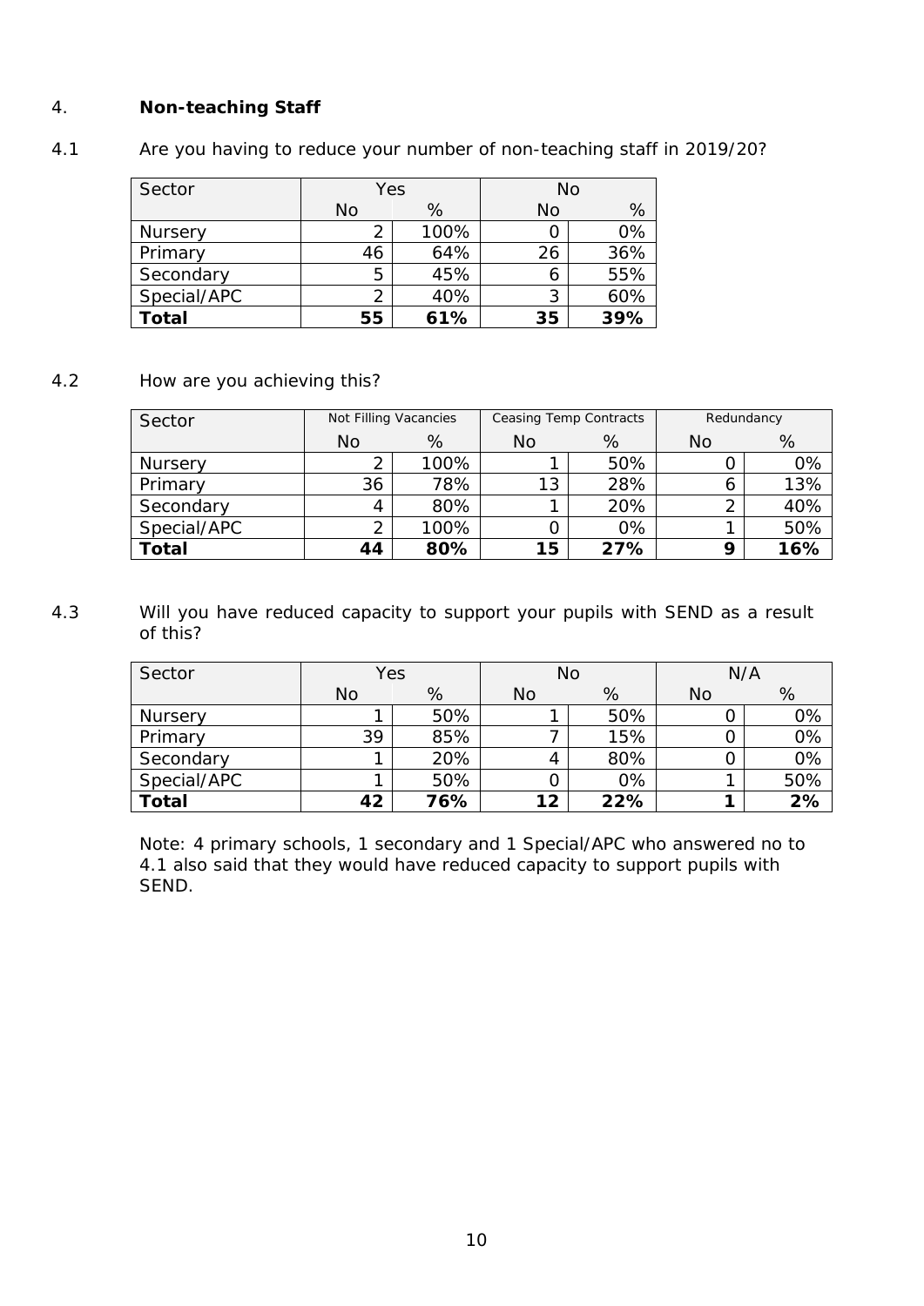## 4. Non-teaching Staff

4.1 Are you having to reduce your number of non-teaching staff in 2019/20?

| Sector | Yes | | No | |
|---|---|---|---|---|
| | No | % | No | % |
| Nursery | 2 | 100% | 0 | 0% |
| Primary | 46 | 64% | 26 | 36% |
| Secondary | 5 | 45% | 6 | 55% |
| Special/APC | 2 | 40% | 3 | 60% |
| **Total** | **55** | **61%** | **35** | **39%** |

4.2 How are you achieving this?

| Sector | Not Filling Vacancies | | Ceasing Temp Contracts | | Redundancy | |
|---|---|---|---|---|---|---|
| | No | % | No | % | No | % |
| Nursery | 2 | 100% | 1 | 50% | 0 | 0% |
| Primary | 36 | 78% | 13 | 28% | 6 | 13% |
| Secondary | 4 | 80% | 1 | 20% | 2 | 40% |
| Special/APC | 2 | 100% | 0 | 0% | 1 | 50% |
| **Total** | **44** | **80%** | **15** | **27%** | **9** | **16%** |

4.3 Will you have reduced capacity to support your pupils with SEND as a result of this?

| Sector | Yes | | No | | N/A | |
|---|---|---|---|---|---|---|
| | No | % | No | % | No | % |
| Nursery | 1 | 50% | 1 | 50% | 0 | 0% |
| Primary | 39 | 85% | 7 | 15% | 0 | 0% |
| Secondary | 1 | 20% | 4 | 80% | 0 | 0% |
| Special/APC | 1 | 50% | 0 | 0% | 1 | 50% |
| **Total** | **42** | **76%** | **12** | **22%** | **1** | **2%** |

Note: 4 primary schools, 1 secondary and 1 Special/APC who answered no to 4.1 also said that they would have reduced capacity to support pupils with SEND.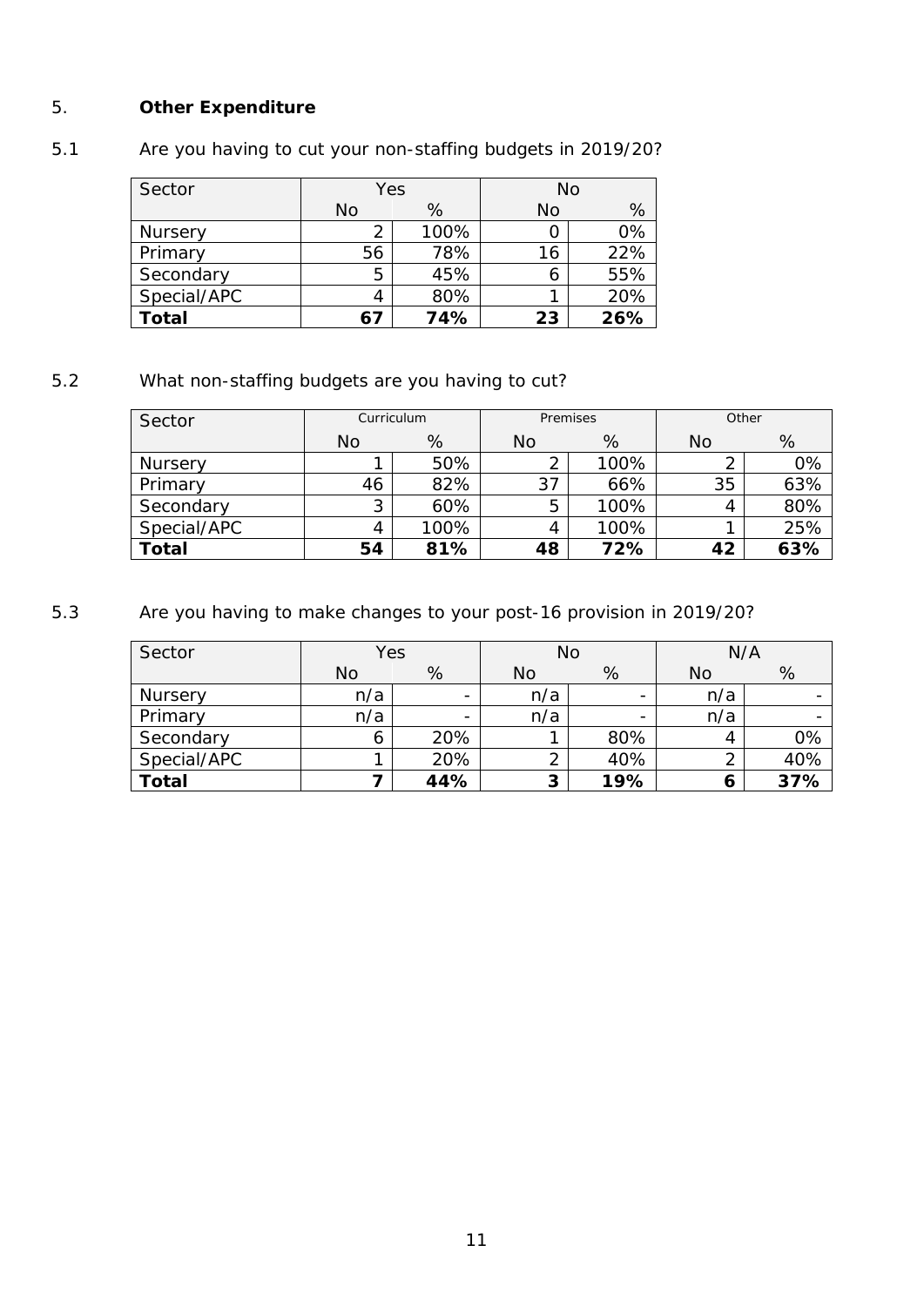## 5. Other Expenditure

5.1 Are you having to cut your non-staffing budgets in 2019/20?

| Sector | Yes | | No | |
|---|---|---|---|---|
| | No | % | No | % |
| Nursery | 2 | 100% | 0 | 0% |
| Primary | 56 | 78% | 16 | 22% |
| Secondary | 5 | 45% | 6 | 55% |
| Special/APC | 4 | 80% | 1 | 20% |
| **Total** | **67** | **74%** | **23** | **26%** |

5.2 What non-staffing budgets are you having to cut?

| Sector | Curriculum | | Premises | | Other | |
|---|---|---|---|---|---|---|
| | No | % | No | % | No | % |
| Nursery | 1 | 50% | 2 | 100% | 2 | 0% |
| Primary | 46 | 82% | 37 | 66% | 35 | 63% |
| Secondary | 3 | 60% | 5 | 100% | 4 | 80% |
| Special/APC | 4 | 100% | 4 | 100% | 1 | 25% |
| **Total** | **54** | **81%** | **48** | **72%** | **42** | **63%** |

5.3 Are you having to make changes to your post-16 provision in 2019/20?

| Sector | Yes | | No | | N/A | |
|---|---|---|---|---|---|---|
| | No | % | No | % | No | % |
| Nursery | n/a | - | n/a | - | n/a | - |
| Primary | n/a | - | n/a | - | n/a | - |
| Secondary | 6 | 20% | 1 | 80% | 4 | 0% |
| Special/APC | 1 | 20% | 2 | 40% | 2 | 40% |
| **Total** | **7** | **44%** | **3** | **19%** | **6** | **37%** |